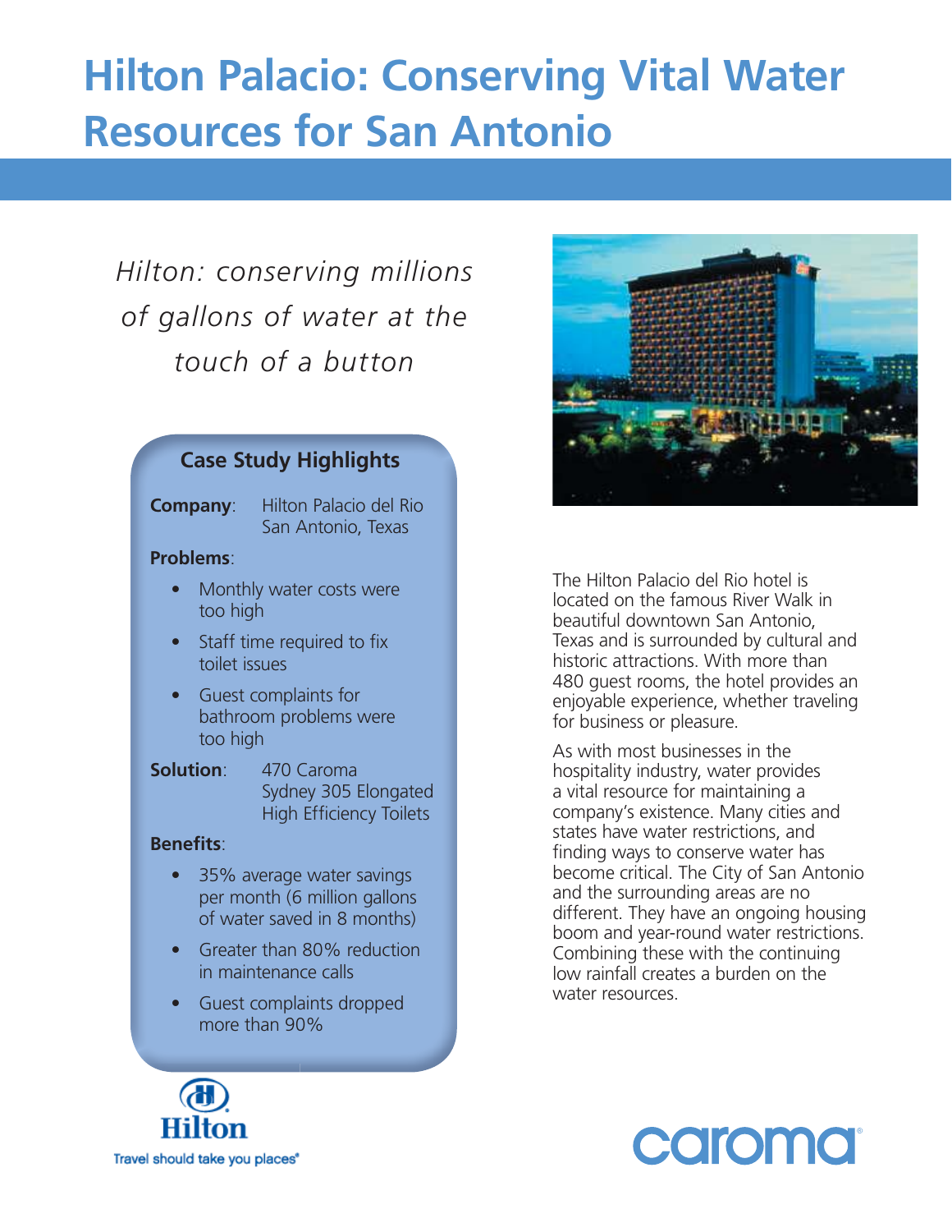# Hilton Palacio: Conserving Vital Water Resources for San Antonio

*Hilton: conserving millions of gallons of water at the touch of a button*

## Case Study Highlights

**Company**: Hilton Palacio del Rio
San Antonio, Texas

**Problems**:

- Monthly water costs were too high
- Staff time required to fix toilet issues
- Guest complaints for bathroom problems were too high

**Solution**: 470 Caroma Sydney 305 Elongated High Efficiency Toilets

**Benefits**:

- 35% average water savings per month (6 million gallons of water saved in 8 months)
- Greater than 80% reduction in maintenance calls
- Guest complaints dropped more than 90%

Hilton
Travel should take you places®

The Hilton Palacio del Rio hotel is located on the famous River Walk in beautiful downtown San Antonio, Texas and is surrounded by cultural and historic attractions. With more than 480 guest rooms, the hotel provides an enjoyable experience, whether traveling for business or pleasure.

As with most businesses in the hospitality industry, water provides a vital resource for maintaining a company's existence. Many cities and states have water restrictions, and finding ways to conserve water has become critical. The City of San Antonio and the surrounding areas are no different. They have an ongoing housing boom and year-round water restrictions. Combining these with the continuing low rainfall creates a burden on the water resources.

caroma®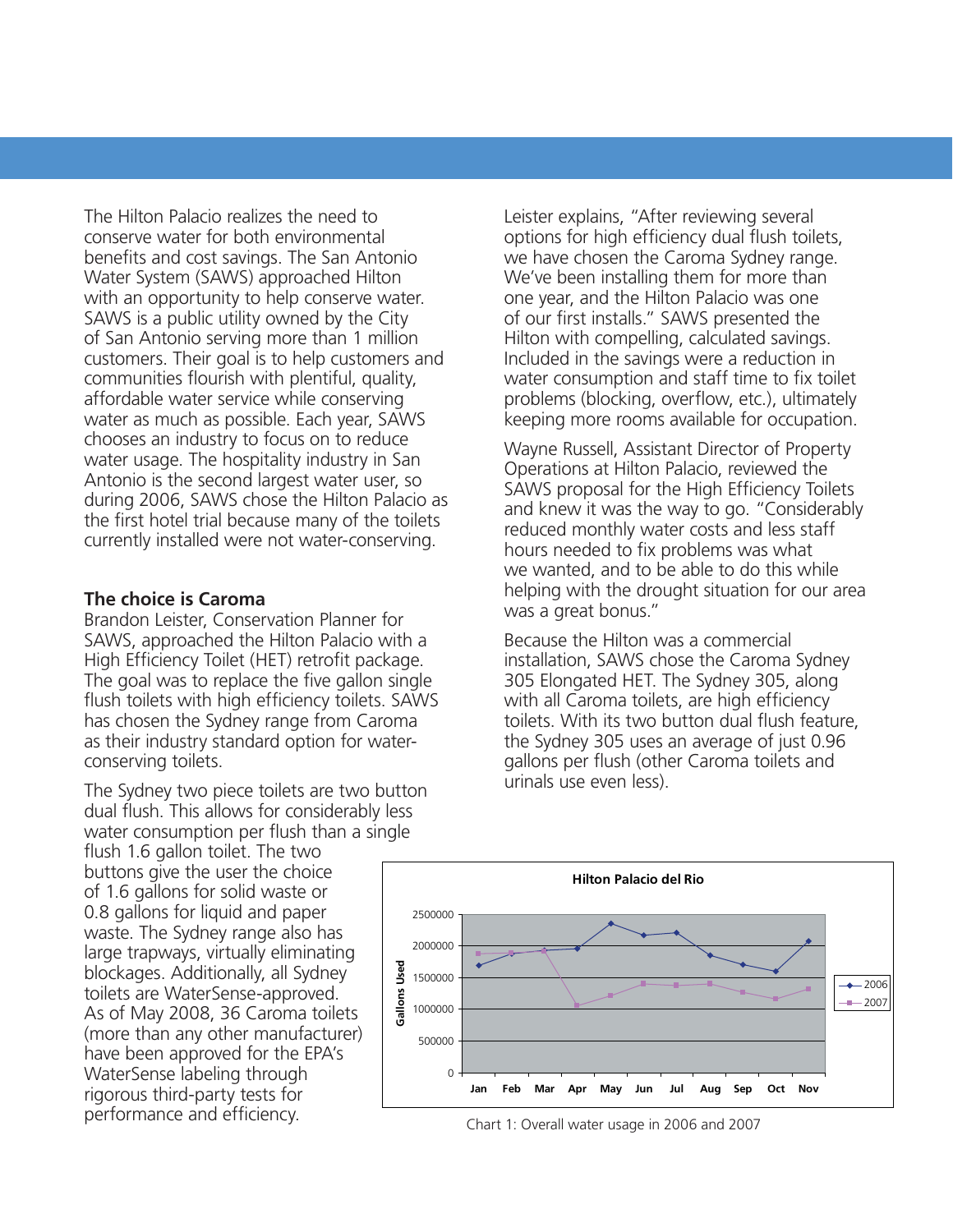The Hilton Palacio realizes the need to conserve water for both environmental benefits and cost savings. The San Antonio Water System (SAWS) approached Hilton with an opportunity to help conserve water. SAWS is a public utility owned by the City of San Antonio serving more than 1 million customers. Their goal is to help customers and communities flourish with plentiful, quality, affordable water service while conserving water as much as possible. Each year, SAWS chooses an industry to focus on to reduce water usage. The hospitality industry in San Antonio is the second largest water user, so during 2006, SAWS chose the Hilton Palacio as the first hotel trial because many of the toilets currently installed were not water-conserving.

**The choice is Caroma**

Brandon Leister, Conservation Planner for SAWS, approached the Hilton Palacio with a High Efficiency Toilet (HET) retrofit package. The goal was to replace the five gallon single flush toilets with high efficiency toilets. SAWS has chosen the Sydney range from Caroma as their industry standard option for water-conserving toilets.

The Sydney two piece toilets are two button dual flush. This allows for considerably less water consumption per flush than a single flush 1.6 gallon toilet. The two buttons give the user the choice of 1.6 gallons for solid waste or 0.8 gallons for liquid and paper waste. The Sydney range also has large trapways, virtually eliminating blockages. Additionally, all Sydney toilets are WaterSense-approved. As of May 2008, 36 Caroma toilets (more than any other manufacturer) have been approved for the EPA's WaterSense labeling through rigorous third-party tests for performance and efficiency.

Leister explains, "After reviewing several options for high efficiency dual flush toilets, we have chosen the Caroma Sydney range. We've been installing them for more than one year, and the Hilton Palacio was one of our first installs." SAWS presented the Hilton with compelling, calculated savings. Included in the savings were a reduction in water consumption and staff time to fix toilet problems (blocking, overflow, etc.), ultimately keeping more rooms available for occupation.

Wayne Russell, Assistant Director of Property Operations at Hilton Palacio, reviewed the SAWS proposal for the High Efficiency Toilets and knew it was the way to go. "Considerably reduced monthly water costs and less staff hours needed to fix problems was what we wanted, and to be able to do this while helping with the drought situation for our area was a great bonus."

Because the Hilton was a commercial installation, SAWS chose the Caroma Sydney 305 Elongated HET. The Sydney 305, along with all Caroma toilets, are high efficiency toilets. With its two button dual flush feature, the Sydney 305 uses an average of just 0.96 gallons per flush (other Caroma toilets and urinals use even less).

**Hilton Palacio del Rio**

| Month | 2006 (Gallons Used, approx.) | 2007 (Gallons Used, approx.) |
|---|---|---|
| Jan | 1700000 | 1870000 |
| Feb | 1870000 | 1880000 |
| Mar | 1930000 | 1920000 |
| Apr | 1950000 | 1060000 |
| May | 2350000 | 1210000 |
| Jun | 2170000 | 1400000 |
| Jul | 2200000 | 1370000 |
| Aug | 1840000 | 1400000 |
| Sep | 1700000 | 1270000 |
| Oct | 1600000 | 1170000 |
| Nov | 2070000 | 1310000 |

Chart 1: Overall water usage in 2006 and 2007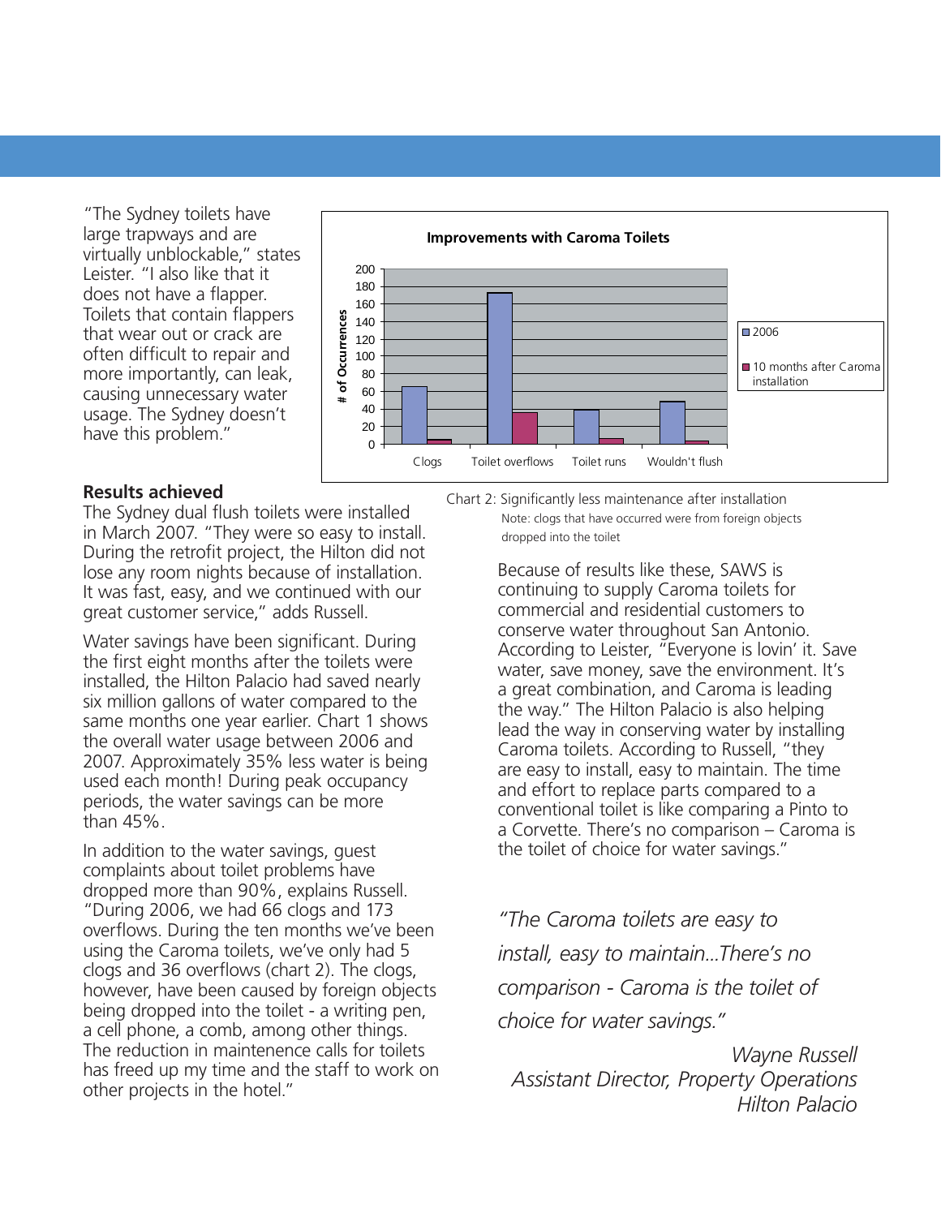"The Sydney toilets have large trapways and are virtually unblockable," states Leister. "I also like that it does not have a flapper. Toilets that contain flappers that wear out or crack are often difficult to repair and more importantly, can leak, causing unnecessary water usage. The Sydney doesn't have this problem."

**Improvements with Caroma Toilets**

Chart 2: Significantly less maintenance after installation
Note: clogs that have occurred were from foreign objects dropped into the toilet

## Results achieved

The Sydney dual flush toilets were installed in March 2007. "They were so easy to install. During the retrofit project, the Hilton did not lose any room nights because of installation. It was fast, easy, and we continued with our great customer service," adds Russell.

Water savings have been significant. During the first eight months after the toilets were installed, the Hilton Palacio had saved nearly six million gallons of water compared to the same months one year earlier. Chart 1 shows the overall water usage between 2006 and 2007. Approximately 35% less water is being used each month! During peak occupancy periods, the water savings can be more than 45%.

In addition to the water savings, guest complaints about toilet problems have dropped more than 90%, explains Russell. "During 2006, we had 66 clogs and 173 overflows. During the ten months we've been using the Caroma toilets, we've only had 5 clogs and 36 overflows (chart 2). The clogs, however, have been caused by foreign objects being dropped into the toilet - a writing pen, a cell phone, a comb, among other things. The reduction in maintenence calls for toilets has freed up my time and the staff to work on other projects in the hotel."

Because of results like these, SAWS is continuing to supply Caroma toilets for commercial and residential customers to conserve water throughout San Antonio. According to Leister, "Everyone is lovin' it. Save water, save money, save the environment. It's a great combination, and Caroma is leading the way." The Hilton Palacio is also helping lead the way in conserving water by installing Caroma toilets. According to Russell, "they are easy to install, easy to maintain. The time and effort to replace parts compared to a conventional toilet is like comparing a Pinto to a Corvette. There's no comparison – Caroma is the toilet of choice for water savings."

*"The Caroma toilets are easy to install, easy to maintain...There's no comparison - Caroma is the toilet of choice for water savings."*

*Wayne Russell*
*Assistant Director, Property Operations*
*Hilton Palacio*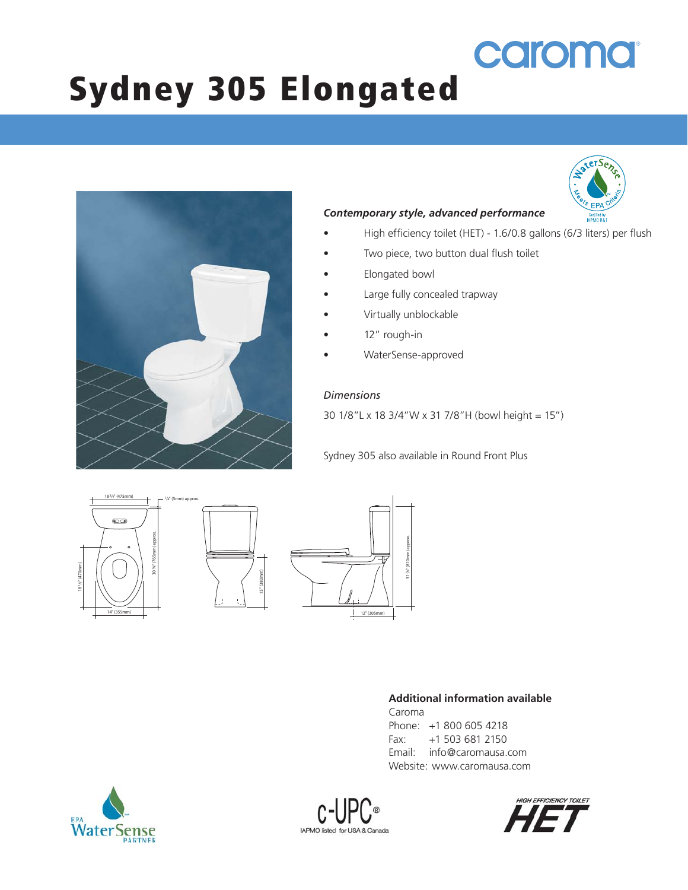# Sydney 305 Elongated

caroma

*Contemporary style, advanced performance*

- High efficiency toilet (HET) - 1.6/0.8 gallons (6/3 liters) per flush
- Two piece, two button dual flush toilet
- Elongated bowl
- Large fully concealed trapway
- Virtually unblockable
- 12" rough-in
- WaterSense-approved

*Dimensions*

30 1/8"L x 18 3/4"W x 31 7/8"H (bowl height = 15")

Sydney 305 also available in Round Front Plus

18 3/4" (475mm)
1/4" (5mm) approx.
30 1/8" (765mm) approx.
18 1/2" (470mm)
14" (355mm)
15" (380mm)
31 7/8" (810mm) approx.
12" (305mm)

**Additional information available**

Caroma
Phone: +1 800 605 4218
Fax: +1 503 681 2150
Email: info@caromausa.com
Website: www.caromausa.com

EPA WaterSense PARTNER

c-UPC® IAPMO listed for USA & Canada

HIGH EFFICIENCY TOILET HET